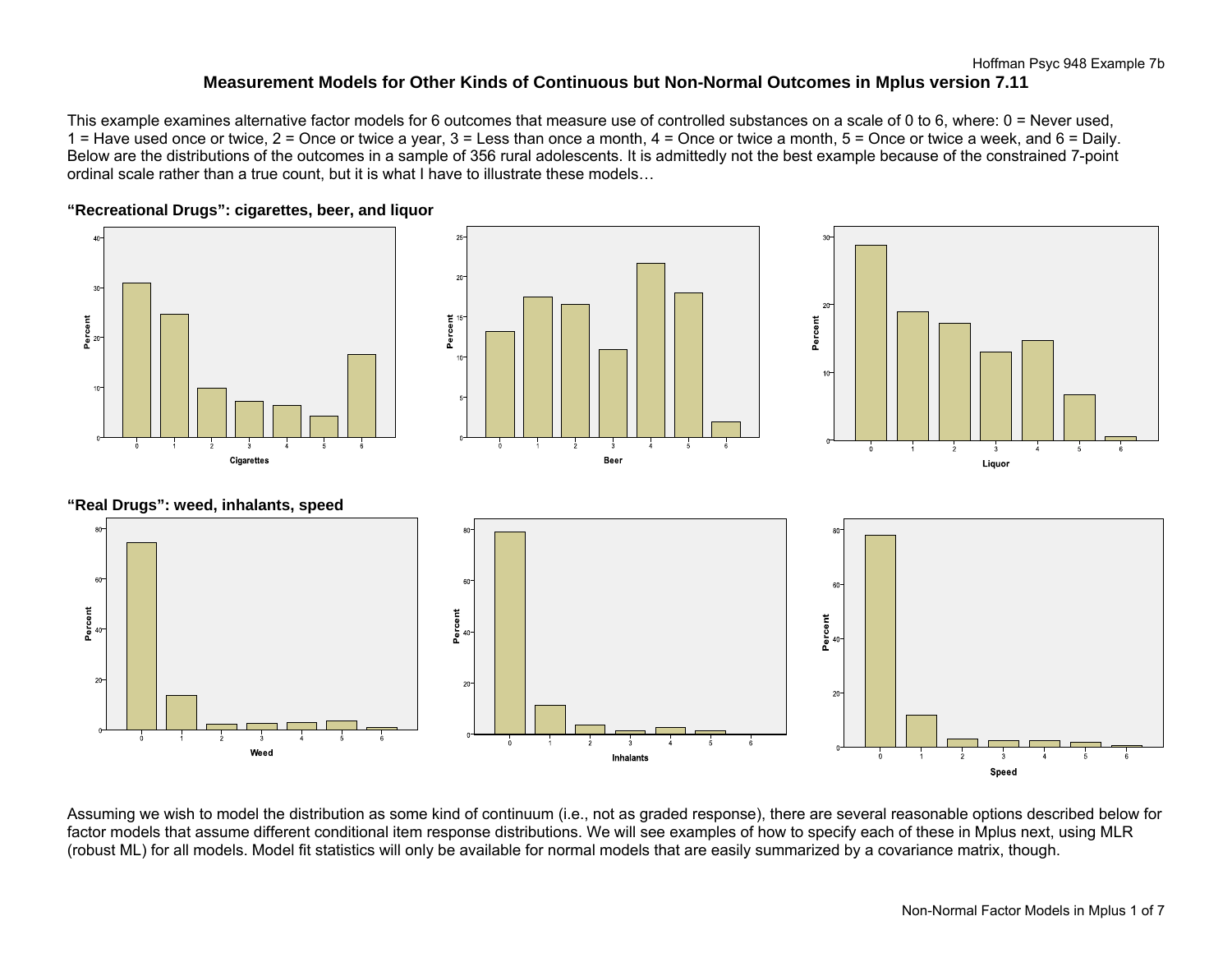# Measurement Models for Other Kinds of Continuous but Non-Normal Outcomes in Mplus version 7.11

This example examines alternative factor models for 6 outcomes that measure use of controlled substances on a scale of 0 to 6, where: 0 = Never used, 1 = Have used once or twice, 2 = Once or twice a year, 3 = Less than once a month, 4 = Once or twice a month, 5 = Once or twice a week, and 6 = Daily. Below are the distributions of the outcomes in a sample of 356 rural adolescents. It is admittedly not the best example because of the constrained 7-point ordinal scale rather than a true count, but it is what I have to illustrate these models…

**"Recreational Drugs": cigarettes, beer, and liquor**

**"Real Drugs": weed, inhalants, speed**

Assuming we wish to model the distribution as some kind of continuum (i.e., not as graded response), there are several reasonable options described below for factor models that assume different conditional item response distributions. We will see examples of how to specify each of these in Mplus next, using MLR (robust ML) for all models. Model fit statistics will only be available for normal models that are easily summarized by a covariance matrix, though.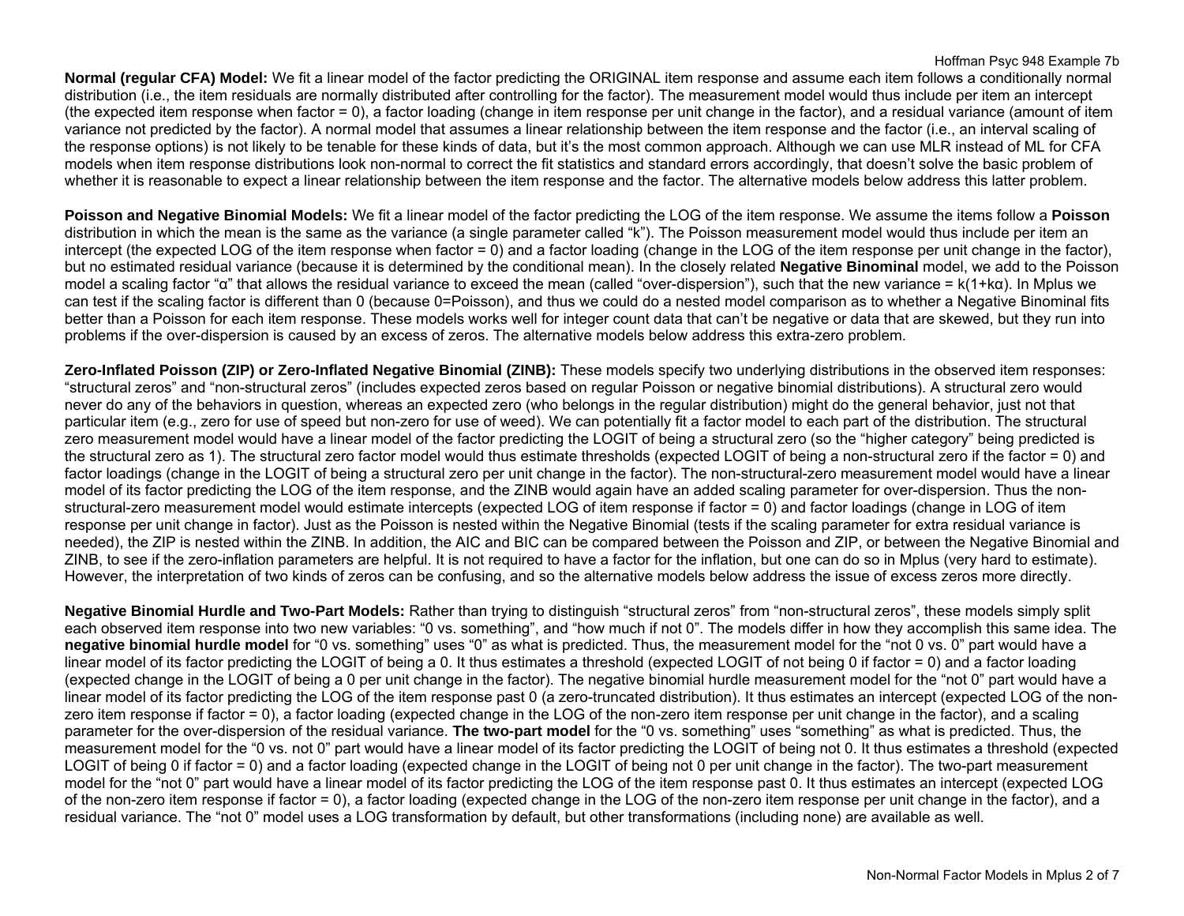**Normal (regular CFA) Model:** We fit a linear model of the factor predicting the ORIGINAL item response and assume each item follows a conditionally normal distribution (i.e., the item residuals are normally distributed after controlling for the factor). The measurement model would thus include per item an intercept (the expected item response when factor = 0), a factor loading (change in item response per unit change in the factor), and a residual variance (amount of item variance not predicted by the factor). A normal model that assumes a linear relationship between the item response and the factor (i.e., an interval scaling of the response options) is not likely to be tenable for these kinds of data, but it's the most common approach. Although we can use MLR instead of ML for CFA models when item response distributions look non-normal to correct the fit statistics and standard errors accordingly, that doesn't solve the basic problem of whether it is reasonable to expect a linear relationship between the item response and the factor. The alternative models below address this latter problem.

**Poisson and Negative Binomial Models:** We fit a linear model of the factor predicting the LOG of the item response. We assume the items follow a **Poisson** distribution in which the mean is the same as the variance (a single parameter called "k"). The Poisson measurement model would thus include per item an intercept (the expected LOG of the item response when factor = 0) and a factor loading (change in the LOG of the item response per unit change in the factor), but no estimated residual variance (because it is determined by the conditional mean). In the closely related **Negative Binominal** model, we add to the Poisson model a scaling factor "α" that allows the residual variance to exceed the mean (called "over-dispersion"), such that the new variance = $k(1+k\alpha)$. In Mplus we can test if the scaling factor is different than 0 (because 0=Poisson), and thus we could do a nested model comparison as to whether a Negative Binominal fits better than a Poisson for each item response. These models works well for integer count data that can't be negative or data that are skewed, but they run into problems if the over-dispersion is caused by an excess of zeros. The alternative models below address this extra-zero problem.

**Zero-Inflated Poisson (ZIP) or Zero-Inflated Negative Binomial (ZINB):** These models specify two underlying distributions in the observed item responses: "structural zeros" and "non-structural zeros" (includes expected zeros based on regular Poisson or negative binomial distributions). A structural zero would never do any of the behaviors in question, whereas an expected zero (who belongs in the regular distribution) might do the general behavior, just not that particular item (e.g., zero for use of speed but non-zero for use of weed). We can potentially fit a factor model to each part of the distribution. The structural zero measurement model would have a linear model of the factor predicting the LOGIT of being a structural zero (so the "higher category" being predicted is the structural zero as 1). The structural zero factor model would thus estimate thresholds (expected LOGIT of being a non-structural zero if the factor = 0) and factor loadings (change in the LOGIT of being a structural zero per unit change in the factor). The non-structural-zero measurement model would have a linear model of its factor predicting the LOG of the item response, and the ZINB would again have an added scaling parameter for over-dispersion. Thus the non-structural-zero measurement model would estimate intercepts (expected LOG of item response if factor = 0) and factor loadings (change in LOG of item response per unit change in factor). Just as the Poisson is nested within the Negative Binomial (tests if the scaling parameter for extra residual variance is needed), the ZIP is nested within the ZINB. In addition, the AIC and BIC can be compared between the Poisson and ZIP, or between the Negative Binomial and ZINB, to see if the zero-inflation parameters are helpful. It is not required to have a factor for the inflation, but one can do so in Mplus (very hard to estimate). However, the interpretation of two kinds of zeros can be confusing, and so the alternative models below address the issue of excess zeros more directly.

**Negative Binomial Hurdle and Two-Part Models:** Rather than trying to distinguish "structural zeros" from "non-structural zeros", these models simply split each observed item response into two new variables: "0 vs. something", and "how much if not 0". The models differ in how they accomplish this same idea. The **negative binomial hurdle model** for "0 vs. something" uses "0" as what is predicted. Thus, the measurement model for the "not 0 vs. 0" part would have a linear model of its factor predicting the LOGIT of being a 0. It thus estimates a threshold (expected LOGIT of not being 0 if factor = 0) and a factor loading (expected change in the LOGIT of being a 0 per unit change in the factor). The negative binomial hurdle measurement model for the "not 0" part would have a linear model of its factor predicting the LOG of the item response past 0 (a zero-truncated distribution). It thus estimates an intercept (expected LOG of the non-zero item response if factor = 0), a factor loading (expected change in the LOG of the non-zero item response per unit change in the factor), and a scaling parameter for the over-dispersion of the residual variance. **The two-part model** for the "0 vs. something" uses "something" as what is predicted. Thus, the measurement model for the "0 vs. not 0" part would have a linear model of its factor predicting the LOGIT of being not 0. It thus estimates a threshold (expected LOGIT of being 0 if factor = 0) and a factor loading (expected change in the LOGIT of being not 0 per unit change in the factor). The two-part measurement model for the "not 0" part would have a linear model of its factor predicting the LOG of the item response past 0. It thus estimates an intercept (expected LOG of the non-zero item response if factor = 0), a factor loading (expected change in the LOG of the non-zero item response per unit change in the factor), and a residual variance. The "not 0" model uses a LOG transformation by default, but other transformations (including none) are available as well.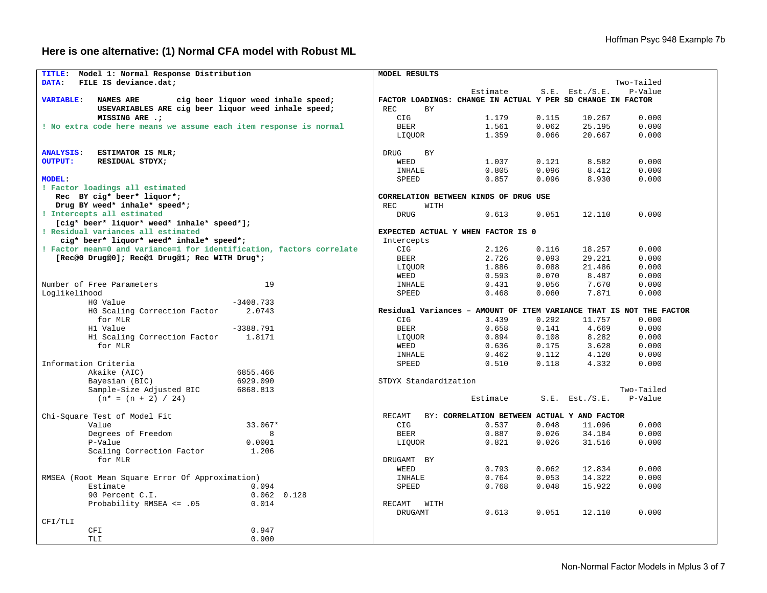## Here is one alternative: (1) Normal CFA model with Robust ML

```
TITLE:  Model 1: Normal Response Distribution
DATA:   FILE IS deviance.dat;

VARIABLE:   NAMES ARE        cig beer liquor weed inhale speed;
            USEVARIABLES ARE cig beer liquor weed inhale speed;
            MISSING ARE .;
! No extra code here means we assume each item response is normal


ANALYSIS:   ESTIMATOR IS MLR;
OUTPUT:     RESIDUAL STDYX;

MODEL:
! Factor loadings all estimated
   Rec  BY cig* beer* liquor*;
   Drug BY weed* inhale* speed*;
! Intercepts all estimated
   [cig* beer* liquor* weed* inhale* speed*];
! Residual variances all estimated
    cig* beer* liquor* weed* inhale* speed*;
! Factor mean=0 and variance=1 for identification, factors correlate
   [Rec@0 Drug@0]; Rec@1 Drug@1; Rec WITH Drug*;


Number of Free Parameters                       19
Loglikelihood
          H0 Value                       -3408.733
          H0 Scaling Correction Factor      2.0743
            for MLR
          H1 Value                       -3388.791
          H1 Scaling Correction Factor      1.8171
            for MLR

Information Criteria
          Akaike (AIC)                    6855.466
          Bayesian (BIC)                  6929.090
          Sample-Size Adjusted BIC        6868.813
            (n* = (n + 2) / 24)

Chi-Square Test of Model Fit
          Value                             33.067*
          Degrees of Freedom                     8
          P-Value                           0.0001
          Scaling Correction Factor          1.206
            for MLR

RMSEA (Root Mean Square Error Of Approximation)
          Estimate                           0.094
          90 Percent C.I.                    0.062  0.128
          Probability RMSEA <= .05           0.014

CFI/TLI
          CFI                                0.947
          TLI                                0.900
```

```
MODEL RESULTS
                                                    Two-Tailed
                    Estimate       S.E.  Est./S.E.    P-Value
FACTOR LOADINGS: CHANGE IN ACTUAL Y PER SD CHANGE IN FACTOR
 REC      BY
    CIG                1.179      0.115     10.267      0.000
    BEER               1.561      0.062     25.195      0.000
    LIQUOR             1.359      0.066     20.667      0.000

 DRUG     BY
    WEED               1.037      0.121      8.582      0.000
    INHALE             0.805      0.096      8.412      0.000
    SPEED              0.857      0.096      8.930      0.000

CORRELATION BETWEEN KINDS OF DRUG USE
 REC      WITH
    DRUG               0.613      0.051     12.110      0.000

EXPECTED ACTUAL Y WHEN FACTOR IS 0
 Intercepts
    CIG                2.126      0.116     18.257      0.000
    BEER               2.726      0.093     29.221      0.000
    LIQUOR             1.886      0.088     21.486      0.000
    WEED               0.593      0.070      8.487      0.000
    INHALE             0.431      0.056      7.670      0.000
    SPEED              0.468      0.060      7.871      0.000

Residual Variances – AMOUNT OF ITEM VARIANCE THAT IS NOT THE FACTOR
    CIG                3.439      0.292     11.757      0.000
    BEER               0.658      0.141      4.669      0.000
    LIQUOR             0.894      0.108      8.282      0.000
    WEED               0.636      0.175      3.628      0.000
    INHALE             0.462      0.112      4.120      0.000
    SPEED              0.510      0.118      4.332      0.000

STDYX Standardization
                                                    Two-Tailed
                    Estimate       S.E.  Est./S.E.    P-Value

 RECAMT   BY: CORRELATION BETWEEN ACTUAL Y AND FACTOR
    CIG                0.537      0.048     11.096      0.000
    BEER               0.887      0.026     34.184      0.000
    LIQUOR             0.821      0.026     31.516      0.000

 DRUGAMT  BY
    WEED               0.793      0.062     12.834      0.000
    INHALE             0.764      0.053     14.322      0.000
    SPEED              0.768      0.048     15.922      0.000

 RECAMT   WITH
    DRUGAMT            0.613      0.051     12.110      0.000
```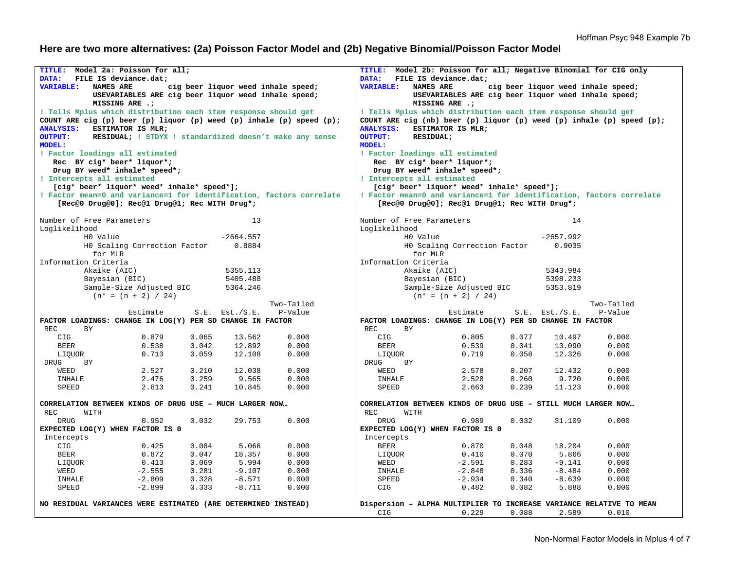## Here are two more alternatives: (2a) Poisson Factor Model and (2b) Negative Binomial/Poisson Factor Model

```
TITLE:  Model 2a: Poisson for all;
DATA:   FILE IS deviance.dat;
VARIABLE:   NAMES ARE        cig beer liquor weed inhale speed;
            USEVARIABLES ARE cig beer liquor weed inhale speed;
            MISSING ARE .;
! Tells Mplus which distribution each item response should get
COUNT ARE cig (p) beer (p) liquor (p) weed (p) inhale (p) speed (p);
ANALYSIS:   ESTIMATOR IS MLR;
OUTPUT:     RESIDUAL; ! STDYX ! standardized doesn't make any sense
MODEL:
! Factor loadings all estimated
   Rec  BY cig* beer* liquor*;
   Drug BY weed* inhale* speed*;
! Intercepts all estimated
   [cig* beer* liquor* weed* inhale* speed*];
! Factor mean=0 and variance=1 for identification, factors correlate
    [Rec@0 Drug@0]; Rec@1 Drug@1; Rec WITH Drug*;

Number of Free Parameters                       13
Loglikelihood
          H0 Value                       -2664.557
          H0 Scaling Correction Factor      0.8884
            for MLR
Information Criteria
          Akaike (AIC)                    5355.113
          Bayesian (BIC)                  5405.488
          Sample-Size Adjusted BIC        5364.246
            (n* = (n + 2) / 24)
                                                    Two-Tailed
                    Estimate       S.E.  Est./S.E.    P-Value
FACTOR LOADINGS: CHANGE IN LOG(Y) PER SD CHANGE IN FACTOR
 REC      BY
    CIG                0.879      0.065     13.562      0.000
    BEER               0.538      0.042     12.892      0.000
    LIQUOR             0.713      0.059     12.108      0.000
 DRUG     BY
    WEED               2.527      0.210     12.038      0.000
    INHALE             2.476      0.259      9.565      0.000
    SPEED              2.613      0.241     10.845      0.000

CORRELATION BETWEEN KINDS OF DRUG USE – MUCH LARGER NOW…
 REC      WITH
    DRUG               0.952      0.032     29.753      0.000
EXPECTED LOG(Y) WHEN FACTOR IS 0
 Intercepts
    CIG                0.425      0.084      5.066      0.000
    BEER               0.872      0.047     18.357      0.000
    LIQUOR             0.413      0.069      5.994      0.000
    WEED              -2.555      0.281     -9.107      0.000
    INHALE            -2.809      0.328     -8.571      0.000
    SPEED             -2.899      0.333     -8.711      0.000

NO RESIDUAL VARIANCES WERE ESTIMATED (ARE DETERMINED INSTEAD)
```

```
TITLE:  Model 2b: Poisson for all; Negative Binomial for CIG only
DATA:   FILE IS deviance.dat;
VARIABLE:   NAMES ARE        cig beer liquor weed inhale speed;
            USEVARIABLES ARE cig beer liquor weed inhale speed;
            MISSING ARE .;
! Tells Mplus which distribution each item response should get
COUNT ARE cig (nb) beer (p) liquor (p) weed (p) inhale (p) speed (p);
ANALYSIS:   ESTIMATOR IS MLR;
OUTPUT:     RESIDUAL;
MODEL:
! Factor loadings all estimated
   Rec  BY cig* beer* liquor*;
   Drug BY weed* inhale* speed*;
! Intercepts all estimated
   [cig* beer* liquor* weed* inhale* speed*];
! Factor mean=0 and variance=1 for identification, factors correlate
    [Rec@0 Drug@0]; Rec@1 Drug@1; Rec WITH Drug*;

Number of Free Parameters                       14
Loglikelihood
          H0 Value                       -2657.992
          H0 Scaling Correction Factor      0.9035
            for MLR
Information Criteria
          Akaike (AIC)                    5343.984
          Bayesian (BIC)                  5398.233
          Sample-Size Adjusted BIC        5353.819
            (n* = (n + 2) / 24)
                                                    Two-Tailed
                    Estimate       S.E.  Est./S.E.    P-Value
FACTOR LOADINGS: CHANGE IN LOG(Y) PER SD CHANGE IN FACTOR
 REC      BY
    CIG                0.805      0.077     10.497      0.000
    BEER               0.539      0.041     13.090      0.000
    LIQUOR             0.719      0.058     12.326      0.000
 DRUG     BY
    WEED               2.578      0.207     12.432      0.000
    INHALE             2.528      0.260      9.720      0.000
    SPEED              2.663      0.239     11.123      0.000

CORRELATION BETWEEN KINDS OF DRUG USE – STILL MUCH LARGER NOW…
 REC      WITH
    DRUG               0.989      0.032     31.109      0.000
EXPECTED LOG(Y) WHEN FACTOR IS 0
 Intercepts
    BEER               0.870      0.048     18.204      0.000
    LIQUOR             0.410      0.070      5.866      0.000
    WEED              -2.591      0.283     -9.141      0.000
    INHALE            -2.848      0.336     -8.484      0.000
    SPEED             -2.934      0.340     -8.639      0.000
    CIG                0.482      0.082      5.888      0.000

Dispersion – ALPHA MULTIPLIER TO INCREASE VARIANCE RELATIVE TO MEAN
    CIG                0.229      0.088      2.589      0.010
```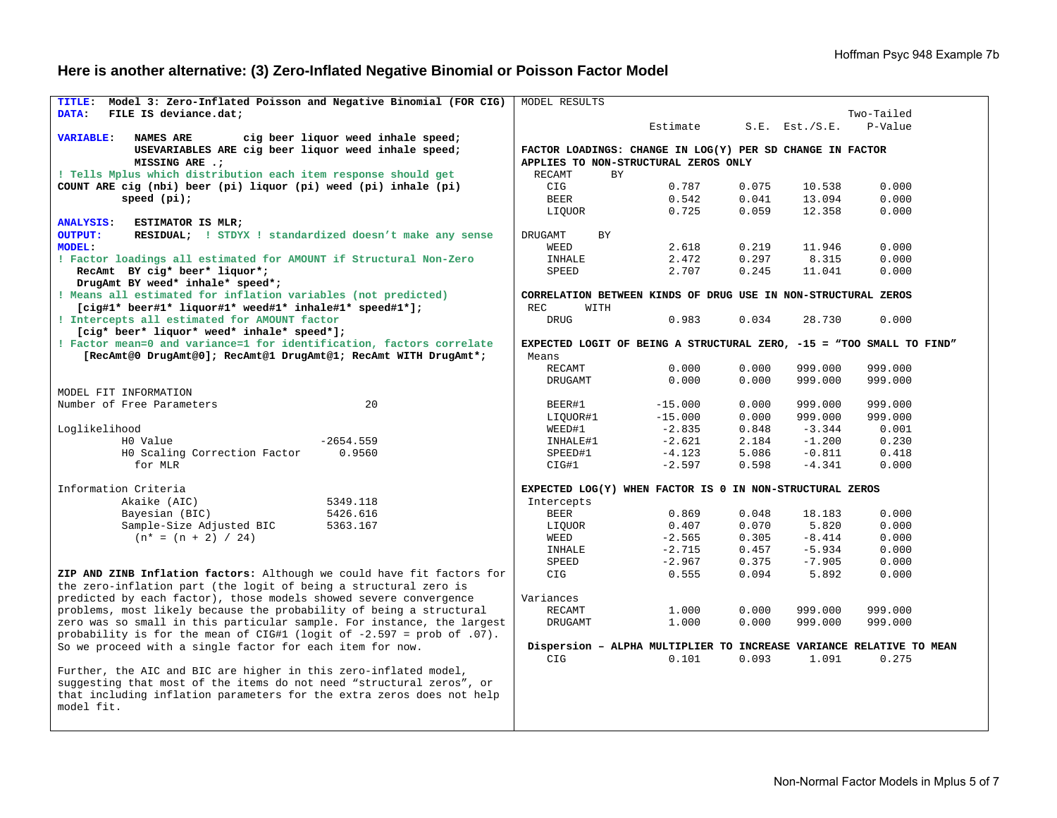## Here is another alternative: (3) Zero-Inflated Negative Binomial or Poisson Factor Model

```
TITLE:  Model 3: Zero-Inflated Poisson and Negative Binomial (FOR CIG)
DATA:   FILE IS deviance.dat;

VARIABLE:   NAMES ARE        cig beer liquor weed inhale speed;
            USEVARIABLES ARE cig beer liquor weed inhale speed;
            MISSING ARE .;
! Tells Mplus which distribution each item response should get
COUNT ARE cig (nbi) beer (pi) liquor (pi) weed (pi) inhale (pi)
          speed (pi);

ANALYSIS:   ESTIMATOR IS MLR;
OUTPUT:     RESIDUAL;  ! STDYX ! standardized doesn't make any sense
MODEL:
! Factor loadings all estimated for AMOUNT if Structural Non-Zero
   RecAmt  BY cig* beer* liquor*;
   DrugAmt BY weed* inhale* speed*;
! Means all estimated for inflation variables (not predicted)
   [cig#1* beer#1* liquor#1* weed#1* inhale#1* speed#1*];
! Intercepts all estimated for AMOUNT factor
   [cig* beer* liquor* weed* inhale* speed*];
! Factor mean=0 and variance=1 for identification, factors correlate
    [RecAmt@0 DrugAmt@0]; RecAmt@1 DrugAmt@1; RecAmt WITH DrugAmt*;
```

```
MODEL FIT INFORMATION
Number of Free Parameters                       20

Loglikelihood
          H0 Value                       -2654.559
          H0 Scaling Correction Factor      0.9560
            for MLR

Information Criteria
          Akaike (AIC)                    5349.118
          Bayesian (BIC)                  5426.616
          Sample-Size Adjusted BIC        5363.167
            (n* = (n + 2) / 24)
```

**ZIP AND ZINB Inflation factors:** Although we could have fit factors for the zero-inflation part (the logit of being a structural zero is predicted by each factor), those models showed severe convergence problems, most likely because the probability of being a structural zero was so small in this particular sample. For instance, the largest probability is for the mean of CIG#1 (logit of -2.597 = prob of .07). So we proceed with a single factor for each item for now.

Further, the AIC and BIC are higher in this zero-inflated model, suggesting that most of the items do not need "structural zeros", or that including inflation parameters for the extra zeros does not help model fit.

```
MODEL RESULTS
                                                      Two-Tailed
                    Estimate       S.E.  Est./S.E.    P-Value

FACTOR LOADINGS: CHANGE IN LOG(Y) PER SD CHANGE IN FACTOR
APPLIES TO NON-STRUCTURAL ZEROS ONLY
 RECAMT      BY
    CIG                0.787      0.075     10.538      0.000
    BEER               0.542      0.041     13.094      0.000
    LIQUOR             0.725      0.059     12.358      0.000

DRUGAMT     BY
    WEED               2.618      0.219     11.946      0.000
    INHALE             2.472      0.297      8.315      0.000
    SPEED              2.707      0.245     11.041      0.000

CORRELATION BETWEEN KINDS OF DRUG USE IN NON-STRUCTURAL ZEROS
 REC      WITH
    DRUG               0.983      0.034     28.730      0.000

EXPECTED LOGIT OF BEING A STRUCTURAL ZERO, -15 = "TOO SMALL TO FIND"
 Means
    RECAMT             0.000      0.000    999.000    999.000
    DRUGAMT            0.000      0.000    999.000    999.000

    BEER#1           -15.000      0.000    999.000    999.000
    LIQUOR#1         -15.000      0.000    999.000    999.000
    WEED#1            -2.835      0.848     -3.344      0.001
    INHALE#1          -2.621      2.184     -1.200      0.230
    SPEED#1           -4.123      5.086     -0.811      0.418
    CIG#1             -2.597      0.598     -4.341      0.000

EXPECTED LOG(Y) WHEN FACTOR IS 0 IN NON-STRUCTURAL ZEROS
 Intercepts
    BEER               0.869      0.048     18.183      0.000
    LIQUOR             0.407      0.070      5.820      0.000
    WEED              -2.565      0.305     -8.414      0.000
    INHALE            -2.715      0.457     -5.934      0.000
    SPEED             -2.967      0.375     -7.905      0.000
    CIG                0.555      0.094      5.892      0.000

Variances
    RECAMT             1.000      0.000    999.000    999.000
    DRUGAMT            1.000      0.000    999.000    999.000

 Dispersion – ALPHA MULTIPLIER TO INCREASE VARIANCE RELATIVE TO MEAN
    CIG                0.101      0.093      1.091      0.275
```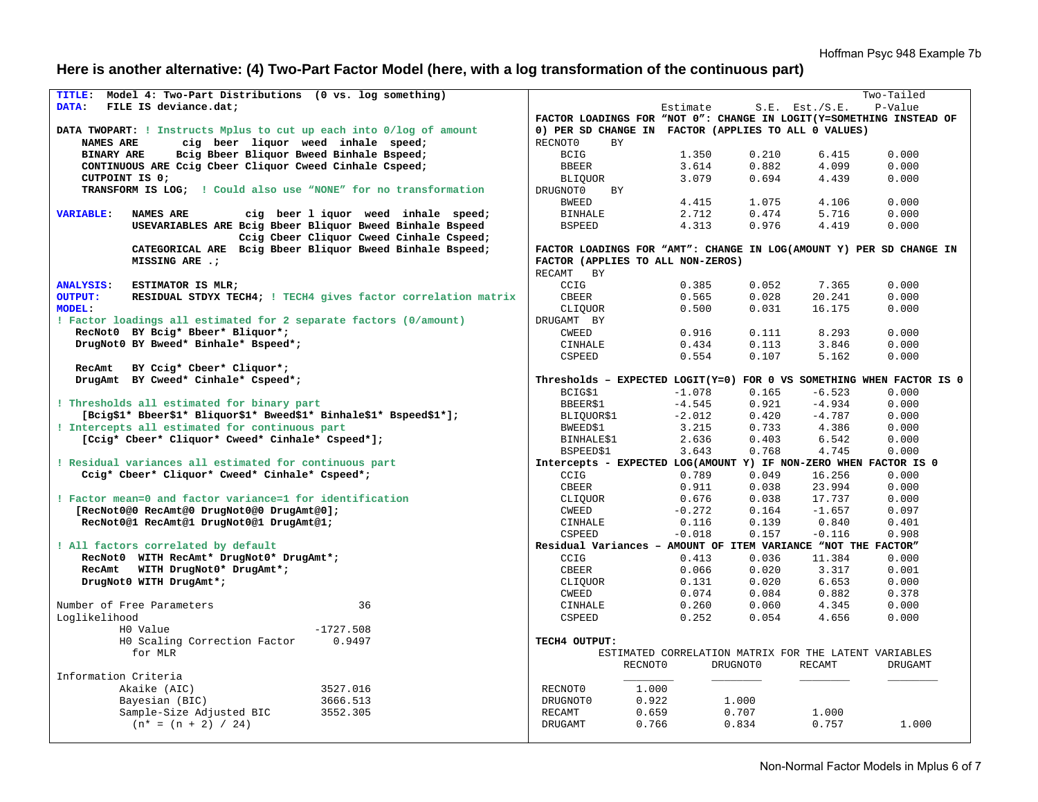## Here is another alternative: (4) Two-Part Factor Model (here, with a log transformation of the continuous part)

```
TITLE:  Model 4: Two-Part Distributions  (0 vs. log something)
DATA:   FILE IS deviance.dat;

DATA TWOPART: ! Instructs Mplus to cut up each into 0/log of amount
    NAMES ARE       cig  beer  liquor  weed  inhale  speed;
    BINARY ARE     Bcig Bbeer Bliquor Bweed Binhale Bspeed;
    CONTINUOUS ARE Ccig Cbeer Cliquor Cweed Cinhale Cspeed;
    CUTPOINT IS 0;
    TRANSFORM IS LOG;  ! Could also use "NONE" for no transformation

VARIABLE:   NAMES ARE         cig  beer l iquor  weed  inhale  speed;
            USEVARIABLES ARE Bcig Bbeer Bliquor Bweed Binhale Bspeed
                             Ccig Cbeer Cliquor Cweed Cinhale Cspeed;
            CATEGORICAL ARE  Bcig Bbeer Bliquor Bweed Binhale Bspeed;
            MISSING ARE .;

ANALYSIS:   ESTIMATOR IS MLR;
OUTPUT:     RESIDUAL STDYX TECH4; ! TECH4 gives factor correlation matrix
MODEL:
! Factor loadings all estimated for 2 separate factors (0/amount)
   RecNot0  BY Bcig* Bbeer* Bliquor*;
   DrugNot0 BY Bweed* Binhale* Bspeed*;

   RecAmt   BY Ccig* Cbeer* Cliquor*;
   DrugAmt  BY Cweed* Cinhale* Cspeed*;

! Thresholds all estimated for binary part
    [Bcig$1* Bbeer$1* Bliquor$1* Bweed$1* Binhale$1* Bspeed$1*];
! Intercepts all estimated for continuous part
    [Ccig* Cbeer* Cliquor* Cweed* Cinhale* Cspeed*];

! Residual variances all estimated for continuous part
    Ccig* Cbeer* Cliquor* Cweed* Cinhale* Cspeed*;

! Factor mean=0 and factor variance=1 for identification
   [RecNot0@0 RecAmt@0 DrugNot0@0 DrugAmt@0];
    RecNot0@1 RecAmt@1 DrugNot0@1 DrugAmt@1;

! All factors correlated by default
    RecNot0  WITH RecAmt* DrugNot0* DrugAmt*;
    RecAmt   WITH DrugNot0* DrugAmt*;
    DrugNot0 WITH DrugAmt*;

Number of Free Parameters                       36
Loglikelihood
          H0 Value                       -1727.508
          H0 Scaling Correction Factor      0.9497
            for MLR

Information Criteria
          Akaike (AIC)                    3527.016
          Bayesian (BIC)                  3666.513
          Sample-Size Adjusted BIC        3552.305
            (n* = (n + 2) / 24)
```

```
                                                           Two-Tailed
                    Estimate       S.E.  Est./S.E.    P-Value
FACTOR LOADINGS FOR "NOT 0": CHANGE IN LOGIT(Y=SOMETHING INSTEAD OF
0) PER SD CHANGE IN  FACTOR (APPLIES TO ALL 0 VALUES)
RECNOT0     BY
    BCIG               1.350      0.210      6.415      0.000
    BBEER              3.614      0.882      4.099      0.000
    BLIQUOR            3.079      0.694      4.439      0.000
DRUGNOT0    BY
    BWEED              4.415      1.075      4.106      0.000
    BINHALE            2.712      0.474      5.716      0.000
    BSPEED             4.313      0.976      4.419      0.000

FACTOR LOADINGS FOR "AMT": CHANGE IN LOG(AMOUNT Y) PER SD CHANGE IN
FACTOR (APPLIES TO ALL NON-ZEROS)
RECAMT   BY
    CCIG               0.385      0.052      7.365      0.000
    CBEER              0.565      0.028     20.241      0.000
    CLIQUOR            0.500      0.031     16.175      0.000
DRUGAMT  BY
    CWEED              0.916      0.111      8.293      0.000
    CINHALE            0.434      0.113      3.846      0.000
    CSPEED             0.554      0.107      5.162      0.000

Thresholds – EXPECTED LOGIT(Y=0) FOR 0 VS SOMETHING WHEN FACTOR IS 0
    BCIG$1            -1.078      0.165     -6.523      0.000
    BBEER$1           -4.545      0.921     -4.934      0.000
    BLIQUOR$1         -2.012      0.420     -4.787      0.000
    BWEED$1            3.215      0.733      4.386      0.000
    BINHALE$1          2.636      0.403      6.542      0.000
    BSPEED$1           3.643      0.768      4.745      0.000
Intercepts - EXPECTED LOG(AMOUNT Y) IF NON-ZERO WHEN FACTOR IS 0
    CCIG               0.789      0.049     16.256      0.000
    CBEER              0.911      0.038     23.994      0.000
    CLIQUOR            0.676      0.038     17.737      0.000
    CWEED             -0.272      0.164     -1.657      0.097
    CINHALE            0.116      0.139      0.840      0.401
    CSPEED            -0.018      0.157     -0.116      0.908
Residual Variances – AMOUNT OF ITEM VARIANCE "NOT THE FACTOR"
    CCIG               0.413      0.036     11.384      0.000
    CBEER              0.066      0.020      3.317      0.001
    CLIQUOR            0.131      0.020      6.653      0.000
    CWEED              0.074      0.084      0.882      0.378
    CINHALE            0.260      0.060      4.345      0.000
    CSPEED             0.252      0.054      4.656      0.000

TECH4 OUTPUT:
          ESTIMATED CORRELATION MATRIX FOR THE LATENT VARIABLES
              RECNOT0       DRUGNOT0      RECAMT        DRUGAMT
              ________      ________      ________      ________
 RECNOT0        1.000
 DRUGNOT0       0.922         1.000
 RECAMT         0.659         0.707         1.000
 DRUGAMT        0.766         0.834         0.757         1.000
```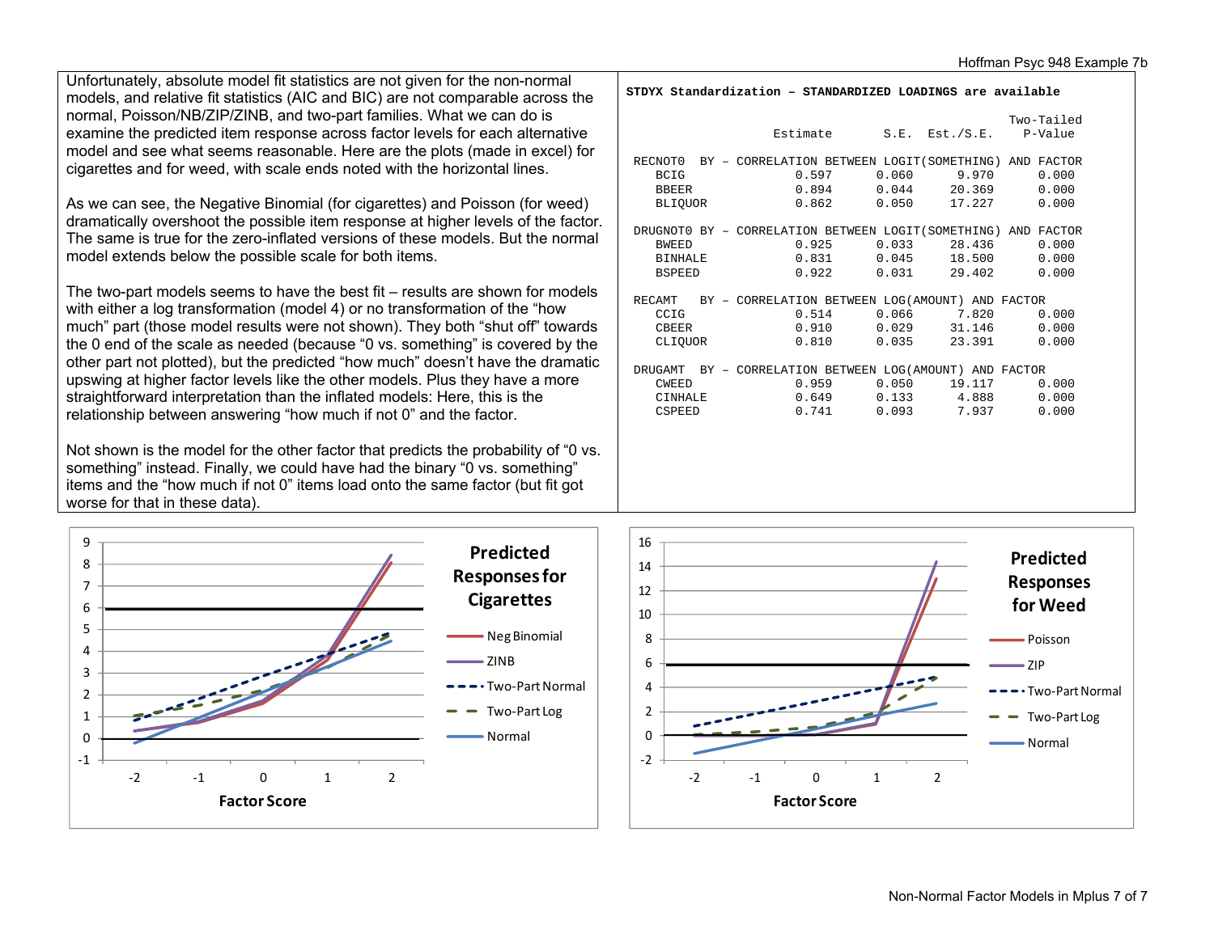Unfortunately, absolute model fit statistics are not given for the non-normal models, and relative fit statistics (AIC and BIC) are not comparable across the normal, Poisson/NB/ZIP/ZINB, and two-part families. What we can do is examine the predicted item response across factor levels for each alternative model and see what seems reasonable. Here are the plots (made in excel) for cigarettes and for weed, with scale ends noted with the horizontal lines.

As we can see, the Negative Binomial (for cigarettes) and Poisson (for weed) dramatically overshoot the possible item response at higher levels of the factor. The same is true for the zero-inflated versions of these models. But the normal model extends below the possible scale for both items.

The two-part models seems to have the best fit – results are shown for models with either a log transformation (model 4) or no transformation of the "how much" part (those model results were not shown). They both "shut off" towards the 0 end of the scale as needed (because "0 vs. something" is covered by the other part not plotted), but the predicted "how much" doesn't have the dramatic upswing at higher factor levels like the other models. Plus they have a more straightforward interpretation than the inflated models: Here, this is the relationship between answering "how much if not 0" and the factor.

Not shown is the model for the other factor that predicts the probability of "0 vs. something" instead. Finally, we could have had the binary "0 vs. something" items and the "how much if not 0" items load onto the same factor (but fit got worse for that in these data).

```
STDYX Standardization – STANDARDIZED LOADINGS are available

                                                    Two-Tailed
                    Estimate       S.E.  Est./S.E.    P-Value

 RECNOT0  BY – CORRELATION BETWEEN LOGIT(SOMETHING) AND FACTOR
    BCIG               0.597      0.060      9.970      0.000
    BBEER              0.894      0.044     20.369      0.000
    BLIQUOR            0.862      0.050     17.227      0.000

 DRUGNOT0 BY – CORRELATION BETWEEN LOGIT(SOMETHING) AND FACTOR
    BWEED              0.925      0.033     28.436      0.000
    BINHALE            0.831      0.045     18.500      0.000
    BSPEED             0.922      0.031     29.402      0.000

 RECAMT   BY – CORRELATION BETWEEN LOG(AMOUNT) AND FACTOR
    CCIG               0.514      0.066      7.820      0.000
    CBEER              0.910      0.029     31.146      0.000
    CLIQUOR            0.810      0.035     23.391      0.000

 DRUGAMT  BY – CORRELATION BETWEEN LOG(AMOUNT) AND FACTOR
    CWEED              0.959      0.050     19.117      0.000
    CINHALE            0.649      0.133      4.888      0.000
    CSPEED             0.741      0.093      7.937      0.000
```

Predicted Responses for Cigarettes

Neg Binomial
ZINB
Two-Part Normal
Two-Part Log
Normal

Factor Score

Predicted Responses for Weed

Poisson
ZIP
Two-Part Normal
Two-Part Log
Normal

Factor Score